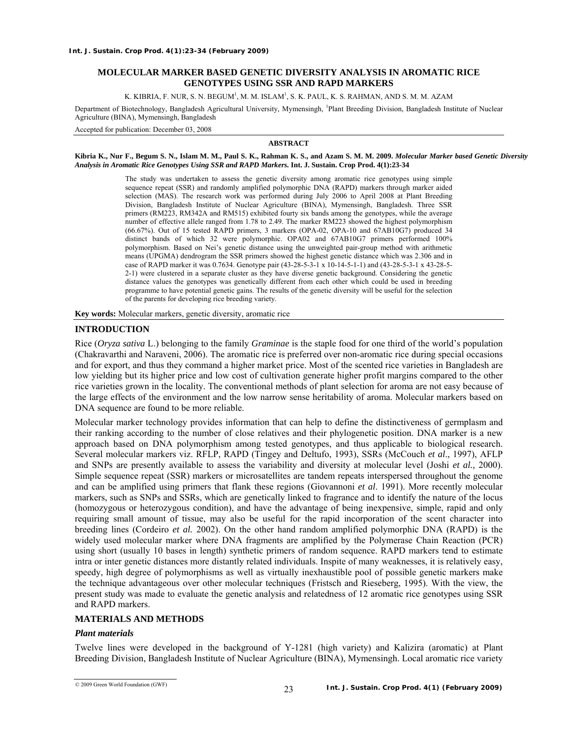# MOLECULAR MARKER BASED GENETIC DIVERSITY ANALYSIS IN AROMATIC RICE GENOTYPES USING SSR AND RAPD MARKERS

K. KIBRIA, F. NUR, S. N. BEGUM[1], M. M. ISLAM[1], S. K. PAUL, K. S. RAHMAN, AND S. M. M. AZAM

Department of Biotechnology, Bangladesh Agricultural University, Mymensingh, [1]Plant Breeding Division, Bangladesh Institute of Nuclear Agriculture (BINA), Mymensingh, Bangladesh

Accepted for publication: December 03, 2008

## ABSTRACT

**Kibria K., Nur F., Begum S. N., Islam M. M., Paul S. K., Rahman K. S., and Azam S. M. M. 2009.** ***Molecular Marker based Genetic Diversity Analysis in Aromatic Rice Genotypes Using SSR and RAPD Markers.*** **Int. J. Sustain. Crop Prod. 4(1):23-34**

The study was undertaken to assess the genetic diversity among aromatic rice genotypes using simple sequence repeat (SSR) and randomly amplified polymorphic DNA (RAPD) markers through marker aided selection (MAS). The research work was performed during July 2006 to April 2008 at Plant Breeding Division, Bangladesh Institute of Nuclear Agriculture (BINA), Mymensingh, Bangladesh. Three SSR primers (RM223, RM342A and RM515) exhibited fourty six bands among the genotypes, while the average number of effective allele ranged from 1.78 to 2.49. The marker RM223 showed the highest polymorphism (66.67%). Out of 15 tested RAPD primers, 3 markers (OPA-02, OPA-10 and 67AB10G7) produced 34 distinct bands of which 32 were polymorphic. OPA02 and 67AB10G7 primers performed 100% polymorphism. Based on Nei's genetic distance using the unweighted pair-group method with arithmetic means (UPGMA) dendrogram the SSR primers showed the highest genetic distance which was 2.306 and in case of RAPD marker it was 0.7634. Genotype pair (43-28-5-3-1 x 10-14-5-1-1) and (43-28-5-3-1 x 43-28-5-2-1) were clustered in a separate cluster as they have diverse genetic background. Considering the genetic distance values the genotypes was genetically different from each other which could be used in breeding programme to have potential genetic gains. The results of the genetic diversity will be useful for the selection of the parents for developing rice breeding variety.

**Key words:** Molecular markers, genetic diversity, aromatic rice

## INTRODUCTION

Rice (*Oryza sativa* L.) belonging to the family *Graminae* is the staple food for one third of the world's population (Chakravarthi and Naraveni, 2006). The aromatic rice is preferred over non-aromatic rice during special occasions and for export, and thus they command a higher market price. Most of the scented rice varieties in Bangladesh are low yielding but its higher price and low cost of cultivation generate higher profit margins compared to the other rice varieties grown in the locality. The conventional methods of plant selection for aroma are not easy because of the large effects of the environment and the low narrow sense heritability of aroma. Molecular markers based on DNA sequence are found to be more reliable.

Molecular marker technology provides information that can help to define the distinctiveness of germplasm and their ranking according to the number of close relatives and their phylogenetic position. DNA marker is a new approach based on DNA polymorphism among tested genotypes, and thus applicable to biological research. Several molecular markers viz. RFLP, RAPD (Tingey and Deltufo, 1993), SSRs (McCouch *et al*., 1997), AFLP and SNPs are presently available to assess the variability and diversity at molecular level (Joshi *et al.,* 2000). Simple sequence repeat (SSR) markers or microsatellites are tandem repeats interspersed throughout the genome and can be amplified using primers that flank these regions (Giovannoni *et al*. 1991). More recently molecular markers, such as SNPs and SSRs, which are genetically linked to fragrance and to identify the nature of the locus (homozygous or heterozygous condition), and have the advantage of being inexpensive, simple, rapid and only requiring small amount of tissue, may also be useful for the rapid incorporation of the scent character into breeding lines (Cordeiro *et al.* 2002). On the other hand random amplified polymorphic DNA (RAPD) is the widely used molecular marker where DNA fragments are amplified by the Polymerase Chain Reaction (PCR) using short (usually 10 bases in length) synthetic primers of random sequence. RAPD markers tend to estimate intra or inter genetic distances more distantly related individuals. Inspite of many weaknesses, it is relatively easy, speedy, high degree of polymorphisms as well as virtually inexhaustible pool of possible genetic markers make the technique advantageous over other molecular techniques (Fristsch and Rieseberg, 1995). With the view, the present study was made to evaluate the genetic analysis and relatedness of 12 aromatic rice genotypes using SSR and RAPD markers.

## MATERIALS AND METHODS

### *Plant materials*

Twelve lines were developed in the background of Y-1281 (high variety) and Kalizira (aromatic) at Plant Breeding Division, Bangladesh Institute of Nuclear Agriculture (BINA), Mymensingh. Local aromatic rice variety

© 2009 Green World Foundation (GWF)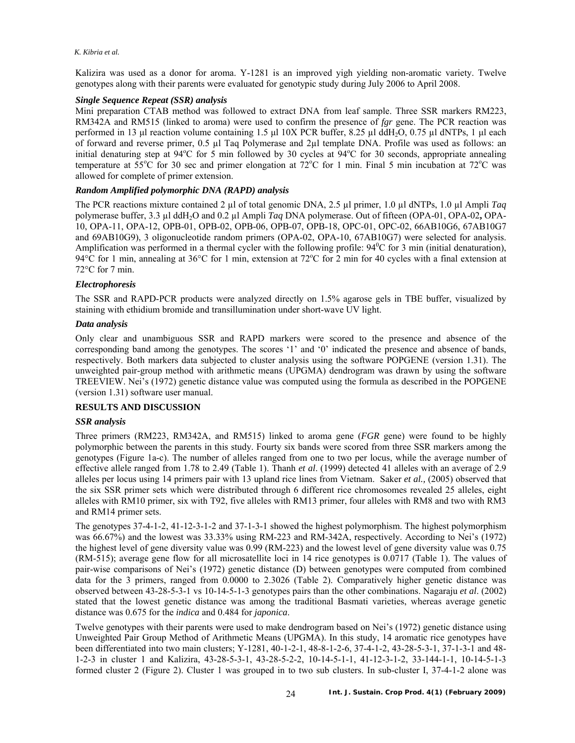Kalizira was used as a donor for aroma. Y-1281 is an improved yigh yielding non-aromatic variety. Twelve genotypes along with their parents were evaluated for genotypic study during July 2006 to April 2008.

### *Single Sequence Repeat (SSR) analysis*

Mini preparation CTAB method was followed to extract DNA from leaf sample. Three SSR markers RM223, RM342A and RM515 (linked to aroma) were used to confirm the presence of *fgr* gene. The PCR reaction was performed in 13 µl reaction volume containing 1.5 µl 10X PCR buffer, 8.25 µl $ddH_2O$, 0.75 µl dNTPs, 1 µl each of forward and reverse primer, 0.5 µl Taq Polymerase and 2µl template DNA. Profile was used as follows: an initial denaturing step at 94°C for 5 min followed by 30 cycles at 94°C for 30 seconds, appropriate annealing temperature at 55°C for 30 sec and primer elongation at 72°C for 1 min. Final 5 min incubation at 72°C was allowed for complete of primer extension.

### *Random Amplified polymorphic DNA (RAPD) analysis*

The PCR reactions mixture contained 2 µl of total genomic DNA, 2.5 µl primer, 1.0 µl dNTPs, 1.0 µl Ampli *Taq* polymerase buffer, 3.3 µl $ddH_2O$ and 0.2 µl Ampli *Taq* DNA polymerase. Out of fifteen (OPA-01, OPA-02**,** OPA-10, OPA-11, OPA-12, OPB-01, OPB-02, OPB-06, OPB-07, OPB-18, OPC-01, OPC-02, 66AB10G6, 67AB10G7 and 69AB10G9), 3 oligonucleotide random primers (OPA-02, OPA-10, 67AB10G7) were selected for analysis. Amplification was performed in a thermal cycler with the following profile: 94°C for 3 min (initial denaturation), 94°C for 1 min, annealing at 36°C for 1 min, extension at 72°C for 2 min for 40 cycles with a final extension at 72°C for 7 min.

### *Electrophoresis*

The SSR and RAPD-PCR products were analyzed directly on 1.5% agarose gels in TBE buffer, visualized by staining with ethidium bromide and transillumination under short-wave UV light.

### *Data analysis*

Only clear and unambiguous SSR and RAPD markers were scored to the presence and absence of the corresponding band among the genotypes. The scores '1' and '0' indicated the presence and absence of bands, respectively. Both markers data subjected to cluster analysis using the software POPGENE (version 1.31). The unweighted pair-group method with arithmetic means (UPGMA) dendrogram was drawn by using the software TREEVIEW. Nei's (1972) genetic distance value was computed using the formula as described in the POPGENE (version 1.31) software user manual.

## RESULTS AND DISCUSSION

### *SSR analysis*

Three primers (RM223, RM342A, and RM515) linked to aroma gene (*FGR* gene) were found to be highly polymorphic between the parents in this study. Fourty six bands were scored from three SSR markers among the genotypes (Figure 1a-c). The number of alleles ranged from one to two per locus, while the average number of effective allele ranged from 1.78 to 2.49 (Table 1). Thanh *et al*. (1999) detected 41 alleles with an average of 2.9 alleles per locus using 14 primers pair with 13 upland rice lines from Vietnam. Saker *et al.,* (2005) observed that the six SSR primer sets which were distributed through 6 different rice chromosomes revealed 25 alleles, eight alleles with RM10 primer, six with T92, five alleles with RM13 primer, four alleles with RM8 and two with RM3 and RM14 primer sets.

The genotypes 37-4-1-2, 41-12-3-1-2 and 37-1-3-1 showed the highest polymorphism. The highest polymorphism was 66.67%) and the lowest was 33.33% using RM-223 and RM-342A, respectively. According to Nei's (1972) the highest level of gene diversity value was 0.99 (RM-223) and the lowest level of gene diversity value was 0.75 (RM-515); average gene flow for all microsatellite loci in 14 rice genotypes is 0.0717 (Table 1). The values of pair-wise comparisons of Nei's (1972) genetic distance (D) between genotypes were computed from combined data for the 3 primers, ranged from 0.0000 to 2.3026 (Table 2). Comparatively higher genetic distance was observed between 43-28-5-3-1 vs 10-14-5-1-3 genotypes pairs than the other combinations. Nagaraju *et al*. (2002) stated that the lowest genetic distance was among the traditional Basmati varieties, whereas average genetic distance was 0.675 for the *indica* and 0.484 for *japonica*.

Twelve genotypes with their parents were used to make dendrogram based on Nei's (1972) genetic distance using Unweighted Pair Group Method of Arithmetic Means (UPGMA). In this study, 14 aromatic rice genotypes have been differentiated into two main clusters; Y-1281, 40-1-2-1, 48-8-1-2-6, 37-4-1-2, 43-28-5-3-1, 37-1-3-1 and 48-1-2-3 in cluster 1 and Kalizira, 43-28-5-3-1, 43-28-5-2-2, 10-14-5-1-1, 41-12-3-1-2, 33-144-1-1, 10-14-5-1-3 formed cluster 2 (Figure 2). Cluster 1 was grouped in to two sub clusters. In sub-cluster I, 37-4-1-2 alone was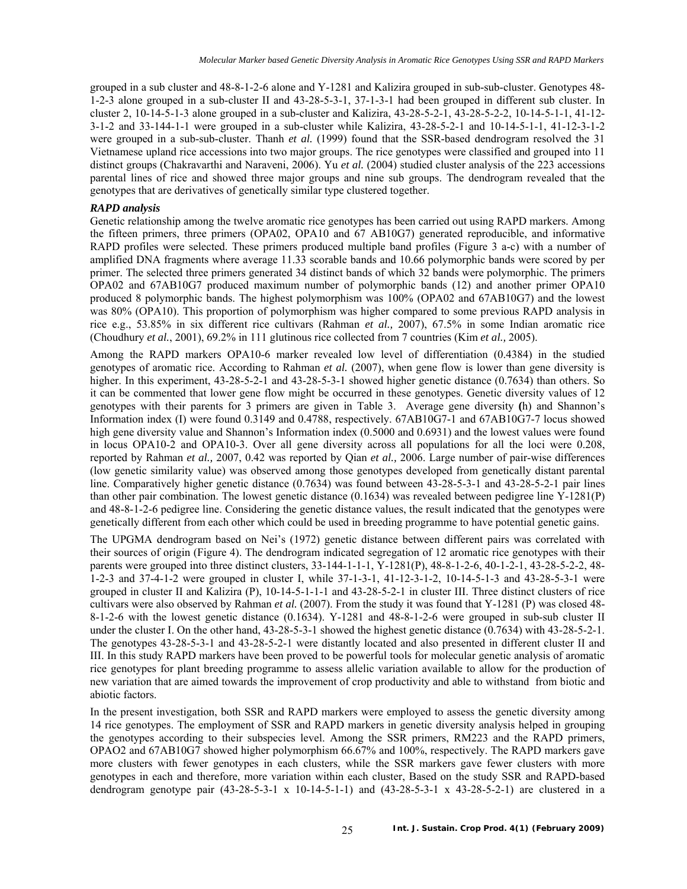grouped in a sub cluster and 48-8-1-2-6 alone and Y-1281 and Kalizira grouped in sub-sub-cluster. Genotypes 48-1-2-3 alone grouped in a sub-cluster II and 43-28-5-3-1, 37-1-3-1 had been grouped in different sub cluster. In cluster 2, 10-14-5-1-3 alone grouped in a sub-cluster and Kalizira, 43-28-5-2-1, 43-28-5-2-2, 10-14-5-1-1, 41-12-3-1-2 and 33-144-1-1 were grouped in a sub-cluster while Kalizira, 43-28-5-2-1 and 10-14-5-1-1, 41-12-3-1-2 were grouped in a sub-sub-cluster. Thanh *et al.* (1999) found that the SSR-based dendrogram resolved the 31 Vietnamese upland rice accessions into two major groups. The rice genotypes were classified and grouped into 11 distinct groups (Chakravarthi and Naraveni, 2006). Yu *et al.* (2004) studied cluster analysis of the 223 accessions parental lines of rice and showed three major groups and nine sub groups. The dendrogram revealed that the genotypes that are derivatives of genetically similar type clustered together.

***RAPD analysis***

Genetic relationship among the twelve aromatic rice genotypes has been carried out using RAPD markers. Among the fifteen primers, three primers (OPA02, OPA10 and 67 AB10G7) generated reproducible, and informative RAPD profiles were selected. These primers produced multiple band profiles (Figure 3 a-c) with a number of amplified DNA fragments where average 11.33 scorable bands and 10.66 polymorphic bands were scored by per primer. The selected three primers generated 34 distinct bands of which 32 bands were polymorphic. The primers OPA02 and 67AB10G7 produced maximum number of polymorphic bands (12) and another primer OPA10 produced 8 polymorphic bands. The highest polymorphism was 100% (OPA02 and 67AB10G7) and the lowest was 80% (OPA10). This proportion of polymorphism was higher compared to some previous RAPD analysis in rice e.g., 53.85% in six different rice cultivars (Rahman *et al.,* 2007), 67.5% in some Indian aromatic rice (Choudhury *et al.*, 2001), 69.2% in 111 glutinous rice collected from 7 countries (Kim *et al.,* 2005).

Among the RAPD markers OPA10-6 marker revealed low level of differentiation (0.4384) in the studied genotypes of aromatic rice. According to Rahman *et al.* (2007), when gene flow is lower than gene diversity is higher. In this experiment, 43-28-5-2-1 and 43-28-5-3-1 showed higher genetic distance (0.7634) than others. So it can be commented that lower gene flow might be occurred in these genotypes. Genetic diversity values of 12 genotypes with their parents for 3 primers are given in Table 3. Average gene diversity **(**h) and Shannon's Information index (I) were found 0.3149 and 0.4788, respectively. 67AB10G7-1 and 67AB10G7-7 locus showed high gene diversity value and Shannon's Information index (0.5000 and 0.6931) and the lowest values were found in locus OPA10-2 and OPA10-3. Over all gene diversity across all populations for all the loci were 0.208, reported by Rahman *et al.,* 2007, 0.42 was reported by Qian *et al.,* 2006. Large number of pair-wise differences (low genetic similarity value) was observed among those genotypes developed from genetically distant parental line. Comparatively higher genetic distance (0.7634) was found between 43-28-5-3-1 and 43-28-5-2-1 pair lines than other pair combination. The lowest genetic distance (0.1634) was revealed between pedigree line Y-1281(P) and 48-8-1-2-6 pedigree line. Considering the genetic distance values, the result indicated that the genotypes were genetically different from each other which could be used in breeding programme to have potential genetic gains.

The UPGMA dendrogram based on Nei's (1972) genetic distance between different pairs was correlated with their sources of origin (Figure 4). The dendrogram indicated segregation of 12 aromatic rice genotypes with their parents were grouped into three distinct clusters, 33-144-1-1-1, Y-1281(P), 48-8-1-2-6, 40-1-2-1, 43-28-5-2-2, 48-1-2-3 and 37-4-1-2 were grouped in cluster I, while 37-1-3-1, 41-12-3-1-2, 10-14-5-1-3 and 43-28-5-3-1 were grouped in cluster II and Kalizira (P), 10-14-5-1-1-1 and 43-28-5-2-1 in cluster III. Three distinct clusters of rice cultivars were also observed by Rahman *et al.* (2007). From the study it was found that Y-1281 (P) was closed 48-8-1-2-6 with the lowest genetic distance (0.1634). Y-1281 and 48-8-1-2-6 were grouped in sub-sub cluster II under the cluster I. On the other hand, 43-28-5-3-1 showed the highest genetic distance (0.7634) with 43-28-5-2-1. The genotypes 43-28-5-3-1 and 43-28-5-2-1 were distantly located and also presented in different cluster II and III. In this study RAPD markers have been proved to be powerful tools for molecular genetic analysis of aromatic rice genotypes for plant breeding programme to assess allelic variation available to allow for the production of new variation that are aimed towards the improvement of crop productivity and able to withstand from biotic and abiotic factors.

In the present investigation, both SSR and RAPD markers were employed to assess the genetic diversity among 14 rice genotypes. The employment of SSR and RAPD markers in genetic diversity analysis helped in grouping the genotypes according to their subspecies level. Among the SSR primers, RM223 and the RAPD primers, OPAO2 and 67AB10G7 showed higher polymorphism 66.67% and 100%, respectively. The RAPD markers gave more clusters with fewer genotypes in each clusters, while the SSR markers gave fewer clusters with more genotypes in each and therefore, more variation within each cluster, Based on the study SSR and RAPD-based dendrogram genotype pair (43-28-5-3-1 x 10-14-5-1-1) and (43-28-5-3-1 x 43-28-5-2-1) are clustered in a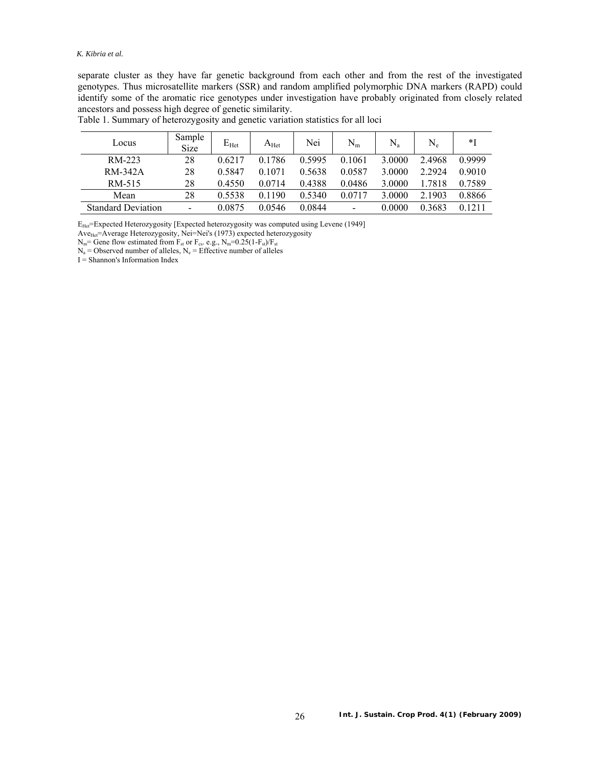separate cluster as they have far genetic background from each other and from the rest of the investigated genotypes. Thus microsatellite markers (SSR) and random amplified polymorphic DNA markers (RAPD) could identify some of the aromatic rice genotypes under investigation have probably originated from closely related ancestors and possess high degree of genetic similarity.

Table 1. Summary of heterozygosity and genetic variation statistics for all loci

| Locus | Sample Size | $E_{Het}$ | $A_{Het}$ | Nei | $N_m$ | $N_a$ | $N_e$ | *I |
|---|---|---|---|---|---|---|---|---|
| RM-223 | 28 | 0.6217 | 0.1786 | 0.5995 | 0.1061 | 3.0000 | 2.4968 | 0.9999 |
| RM-342A | 28 | 0.5847 | 0.1071 | 0.5638 | 0.0587 | 3.0000 | 2.2924 | 0.9010 |
| RM-515 | 28 | 0.4550 | 0.0714 | 0.4388 | 0.0486 | 3.0000 | 1.7818 | 0.7589 |
| Mean | 28 | 0.5538 | 0.1190 | 0.5340 | 0.0717 | 3.0000 | 2.1903 | 0.8866 |
| Standard Deviation | - | 0.0875 | 0.0546 | 0.0844 | - | 0.0000 | 0.3683 | 0.1211 |

$E_{Het}$=Expected Heterozygosity [Expected heterozygosity was computed using Levene (1949]

$Ave_{Het}$=Average Heterozygosity, Nei=Nei's (1973) expected heterozygosity

$N_m$= Gene flow estimated from $F_{st}$ or $F_{cs}$. e.g., $N_m$=0.25(1-$F_{st}$)/$F_{st}$

$N_a$ = Observed number of alleles, $N_e$ = Effective number of alleles

I = Shannon's Information Index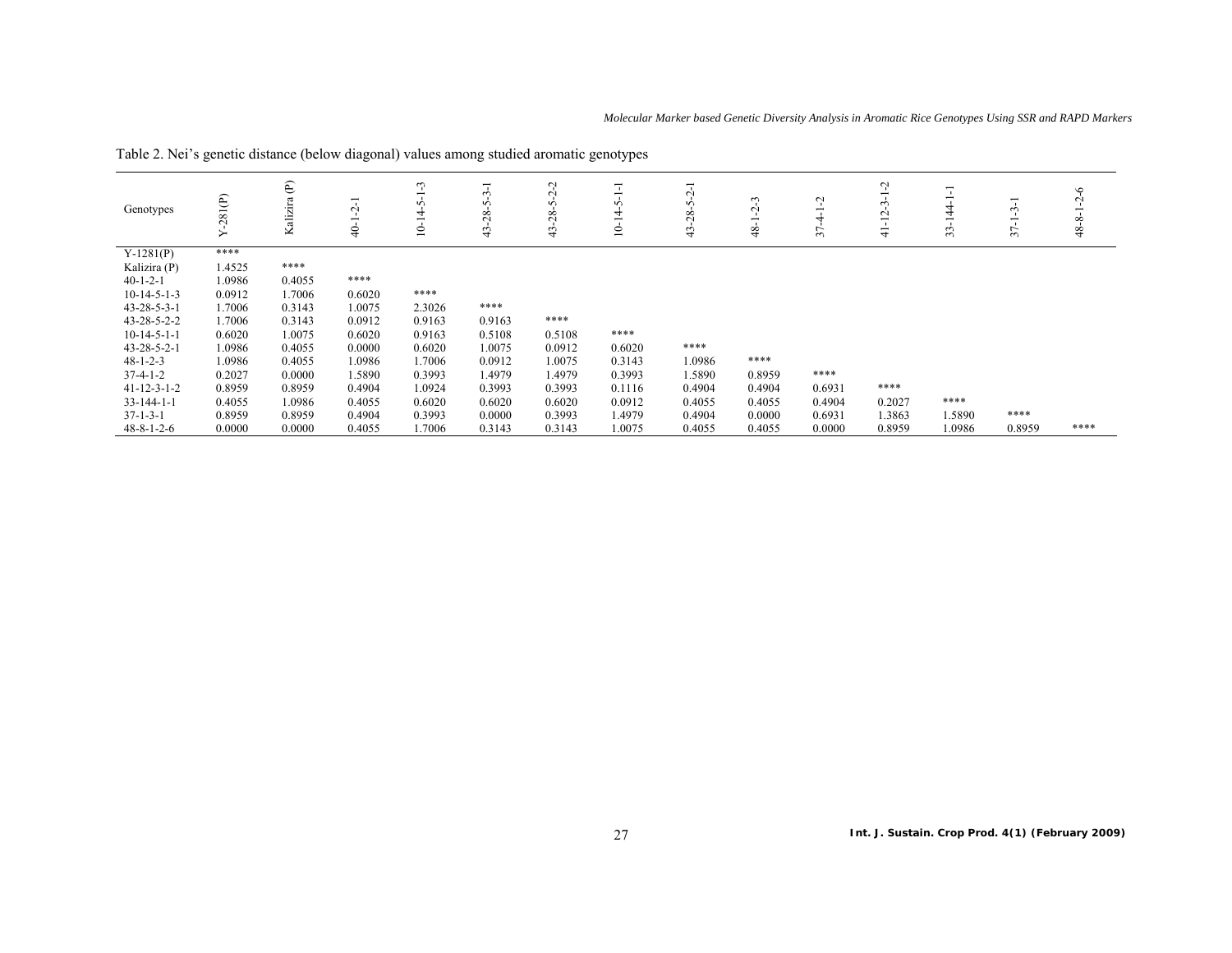Table 2. Nei's genetic distance (below diagonal) values among studied aromatic genotypes

| Genotypes | Y-281(P) | Kalizira (P) | 40-1-2-1 | 10-14-5-1-3 | 43-28-5-3-1 | 43-28-5-2-2 | 10-14-5-1-1 | 43-28-5-2-1 | 48-1-2-3 | 37-4-1-2 | 41-12-3-1-2 | 33-144-1-1 | 37-1-3-1 | 48-8-1-2-6 |
|---|---|---|---|---|---|---|---|---|---|---|---|---|---|---|
| Y-1281(P) | **** | | | | | | | | | | | | | |
| Kalizira (P) | 1.4525 | **** | | | | | | | | | | | | |
| 40-1-2-1 | 1.0986 | 0.4055 | **** | | | | | | | | | | | |
| 10-14-5-1-3 | 0.0912 | 1.7006 | 0.6020 | **** | | | | | | | | | | |
| 43-28-5-3-1 | 1.7006 | 0.3143 | 1.0075 | 2.3026 | **** | | | | | | | | | |
| 43-28-5-2-2 | 1.7006 | 0.3143 | 0.0912 | 0.9163 | 0.9163 | **** | | | | | | | | |
| 10-14-5-1-1 | 0.6020 | 1.0075 | 0.6020 | 0.9163 | 0.5108 | 0.5108 | **** | | | | | | | |
| 43-28-5-2-1 | 1.0986 | 0.4055 | 0.0000 | 0.6020 | 1.0075 | 0.0912 | 0.6020 | **** | | | | | | |
| 48-1-2-3 | 1.0986 | 0.4055 | 1.0986 | 1.7006 | 0.0912 | 1.0075 | 0.3143 | 1.0986 | **** | | | | | |
| 37-4-1-2 | 0.2027 | 0.0000 | 1.5890 | 0.3993 | 1.4979 | 1.4979 | 0.3993 | 1.5890 | 0.8959 | **** | | | | |
| 41-12-3-1-2 | 0.8959 | 0.8959 | 0.4904 | 1.0924 | 0.3993 | 0.3993 | 0.1116 | 0.4904 | 0.4904 | 0.6931 | **** | | | |
| 33-144-1-1 | 0.4055 | 1.0986 | 0.4055 | 0.6020 | 0.6020 | 0.6020 | 0.0912 | 0.4055 | 0.4055 | 0.4904 | 0.2027 | **** | | |
| 37-1-3-1 | 0.8959 | 0.8959 | 0.4904 | 0.3993 | 0.0000 | 0.3993 | 1.4979 | 0.4904 | 0.0000 | 0.6931 | 1.3863 | 1.5890 | **** | |
| 48-8-1-2-6 | 0.0000 | 0.0000 | 0.4055 | 1.7006 | 0.3143 | 0.3143 | 1.0075 | 0.4055 | 0.4055 | 0.0000 | 0.8959 | 1.0986 | 0.8959 | **** |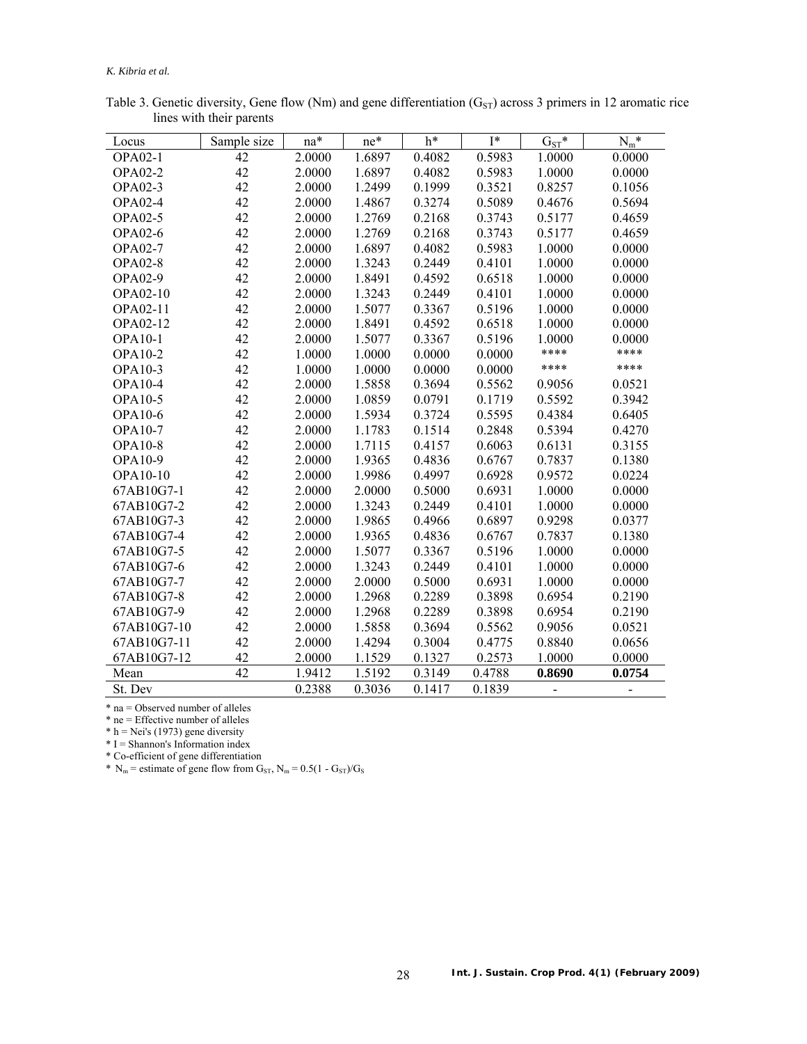Table 3. Genetic diversity, Gene flow (Nm) and gene differentiation ($G_{ST}$) across 3 primers in 12 aromatic rice lines with their parents

| Locus | Sample size | na* | ne* | h* | I* | $G_{ST}$* | $N_m$* |
|---|---|---|---|---|---|---|---|
| OPA02-1 | 42 | 2.0000 | 1.6897 | 0.4082 | 0.5983 | 1.0000 | 0.0000 |
| OPA02-2 | 42 | 2.0000 | 1.6897 | 0.4082 | 0.5983 | 1.0000 | 0.0000 |
| OPA02-3 | 42 | 2.0000 | 1.2499 | 0.1999 | 0.3521 | 0.8257 | 0.1056 |
| OPA02-4 | 42 | 2.0000 | 1.4867 | 0.3274 | 0.5089 | 0.4676 | 0.5694 |
| OPA02-5 | 42 | 2.0000 | 1.2769 | 0.2168 | 0.3743 | 0.5177 | 0.4659 |
| OPA02-6 | 42 | 2.0000 | 1.2769 | 0.2168 | 0.3743 | 0.5177 | 0.4659 |
| OPA02-7 | 42 | 2.0000 | 1.6897 | 0.4082 | 0.5983 | 1.0000 | 0.0000 |
| OPA02-8 | 42 | 2.0000 | 1.3243 | 0.2449 | 0.4101 | 1.0000 | 0.0000 |
| OPA02-9 | 42 | 2.0000 | 1.8491 | 0.4592 | 0.6518 | 1.0000 | 0.0000 |
| OPA02-10 | 42 | 2.0000 | 1.3243 | 0.2449 | 0.4101 | 1.0000 | 0.0000 |
| OPA02-11 | 42 | 2.0000 | 1.5077 | 0.3367 | 0.5196 | 1.0000 | 0.0000 |
| OPA02-12 | 42 | 2.0000 | 1.8491 | 0.4592 | 0.6518 | 1.0000 | 0.0000 |
| OPA10-1 | 42 | 2.0000 | 1.5077 | 0.3367 | 0.5196 | 1.0000 | 0.0000 |
| OPA10-2 | 42 | 1.0000 | 1.0000 | 0.0000 | 0.0000 | **** | **** |
| OPA10-3 | 42 | 1.0000 | 1.0000 | 0.0000 | 0.0000 | **** | **** |
| OPA10-4 | 42 | 2.0000 | 1.5858 | 0.3694 | 0.5562 | 0.9056 | 0.0521 |
| OPA10-5 | 42 | 2.0000 | 1.0859 | 0.0791 | 0.1719 | 0.5592 | 0.3942 |
| OPA10-6 | 42 | 2.0000 | 1.5934 | 0.3724 | 0.5595 | 0.4384 | 0.6405 |
| OPA10-7 | 42 | 2.0000 | 1.1783 | 0.1514 | 0.2848 | 0.5394 | 0.4270 |
| OPA10-8 | 42 | 2.0000 | 1.7115 | 0.4157 | 0.6063 | 0.6131 | 0.3155 |
| OPA10-9 | 42 | 2.0000 | 1.9365 | 0.4836 | 0.6767 | 0.7837 | 0.1380 |
| OPA10-10 | 42 | 2.0000 | 1.9986 | 0.4997 | 0.6928 | 0.9572 | 0.0224 |
| 67AB10G7-1 | 42 | 2.0000 | 2.0000 | 0.5000 | 0.6931 | 1.0000 | 0.0000 |
| 67AB10G7-2 | 42 | 2.0000 | 1.3243 | 0.2449 | 0.4101 | 1.0000 | 0.0000 |
| 67AB10G7-3 | 42 | 2.0000 | 1.9865 | 0.4966 | 0.6897 | 0.9298 | 0.0377 |
| 67AB10G7-4 | 42 | 2.0000 | 1.9365 | 0.4836 | 0.6767 | 0.7837 | 0.1380 |
| 67AB10G7-5 | 42 | 2.0000 | 1.5077 | 0.3367 | 0.5196 | 1.0000 | 0.0000 |
| 67AB10G7-6 | 42 | 2.0000 | 1.3243 | 0.2449 | 0.4101 | 1.0000 | 0.0000 |
| 67AB10G7-7 | 42 | 2.0000 | 2.0000 | 0.5000 | 0.6931 | 1.0000 | 0.0000 |
| 67AB10G7-8 | 42 | 2.0000 | 1.2968 | 0.2289 | 0.3898 | 0.6954 | 0.2190 |
| 67AB10G7-9 | 42 | 2.0000 | 1.2968 | 0.2289 | 0.3898 | 0.6954 | 0.2190 |
| 67AB10G7-10 | 42 | 2.0000 | 1.5858 | 0.3694 | 0.5562 | 0.9056 | 0.0521 |
| 67AB10G7-11 | 42 | 2.0000 | 1.4294 | 0.3004 | 0.4775 | 0.8840 | 0.0656 |
| 67AB10G7-12 | 42 | 2.0000 | 1.1529 | 0.1327 | 0.2573 | 1.0000 | 0.0000 |
| Mean | 42 | 1.9412 | 1.5192 | 0.3149 | 0.4788 | **0.8690** | **0.0754** |
| St. Dev | | 0.2388 | 0.3036 | 0.1417 | 0.1839 | - | - |

\* na = Observed number of alleles

\* ne = Effective number of alleles

\* h = Nei's (1973) gene diversity

\* I = Shannon's Information index

\* Co-efficient of gene differentiation

\* $N_m$ = estimate of gene flow from $G_{ST}$, $N_m = 0.5(1 - G_{ST})/G_S$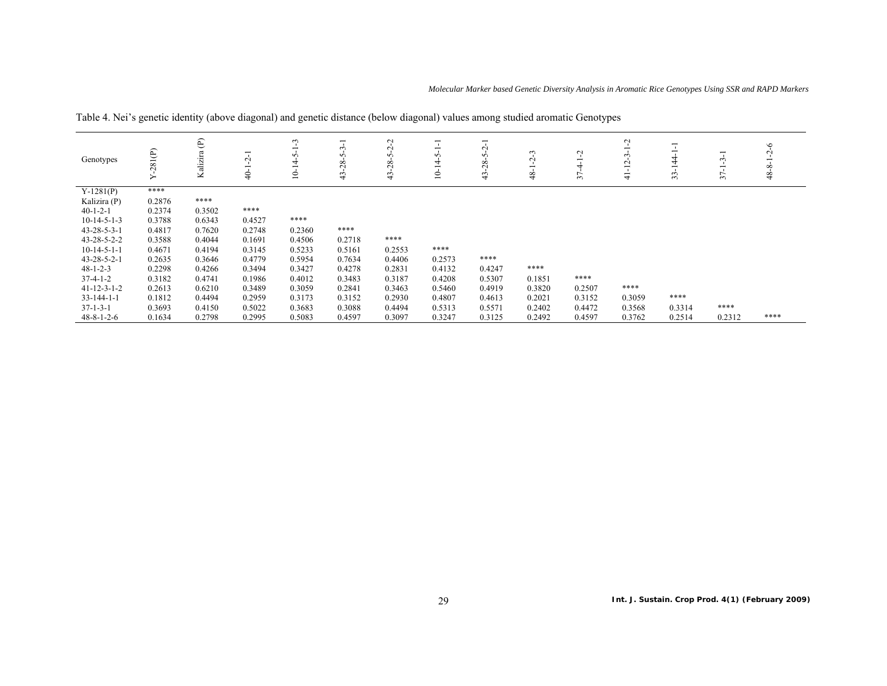Table 4. Nei's genetic identity (above diagonal) and genetic distance (below diagonal) values among studied aromatic Genotypes

| Genotypes | Y-281(P) | Kalizira (P) | 40-1-2-1 | 10-14-5-1-3 | 43-28-5-3-1 | 43-28-5-2-2 | 10-14-5-1-1 | 43-28-5-2-1 | 48-1-2-3 | 37-4-1-2 | 41-12-3-1-2 | 33-144-1-1 | 37-1-3-1 | 48-8-1-2-6 |
|---|---|---|---|---|---|---|---|---|---|---|---|---|---|---|
| Y-1281(P) | **** | | | | | | | | | | | | | |
| Kalizira (P) | 0.2876 | **** | | | | | | | | | | | | |
| 40-1-2-1 | 0.2374 | 0.3502 | **** | | | | | | | | | | | |
| 10-14-5-1-3 | 0.3788 | 0.6343 | 0.4527 | **** | | | | | | | | | | |
| 43-28-5-3-1 | 0.4817 | 0.7620 | 0.2748 | 0.2360 | **** | | | | | | | | | |
| 43-28-5-2-2 | 0.3588 | 0.4044 | 0.1691 | 0.4506 | 0.2718 | **** | | | | | | | | |
| 10-14-5-1-1 | 0.4671 | 0.4194 | 0.3145 | 0.5233 | 0.5161 | 0.2553 | **** | | | | | | | |
| 43-28-5-2-1 | 0.2635 | 0.3646 | 0.4779 | 0.5954 | 0.7634 | 0.4406 | 0.2573 | **** | | | | | | |
| 48-1-2-3 | 0.2298 | 0.4266 | 0.3494 | 0.3427 | 0.4278 | 0.2831 | 0.4132 | 0.4247 | **** | | | | | |
| 37-4-1-2 | 0.3182 | 0.4741 | 0.1986 | 0.4012 | 0.3483 | 0.3187 | 0.4208 | 0.5307 | 0.1851 | **** | | | | |
| 41-12-3-1-2 | 0.2613 | 0.6210 | 0.3489 | 0.3059 | 0.2841 | 0.3463 | 0.5460 | 0.4919 | 0.3820 | 0.2507 | **** | | | |
| 33-144-1-1 | 0.1812 | 0.4494 | 0.2959 | 0.3173 | 0.3152 | 0.2930 | 0.4807 | 0.4613 | 0.2021 | 0.3152 | 0.3059 | **** | | |
| 37-1-3-1 | 0.3693 | 0.4150 | 0.5022 | 0.3683 | 0.3088 | 0.4494 | 0.5313 | 0.5571 | 0.2402 | 0.4472 | 0.3568 | 0.3314 | **** | |
| 48-8-1-2-6 | 0.1634 | 0.2798 | 0.2995 | 0.5083 | 0.4597 | 0.3097 | 0.3247 | 0.3125 | 0.2492 | 0.4597 | 0.3762 | 0.2514 | 0.2312 | **** |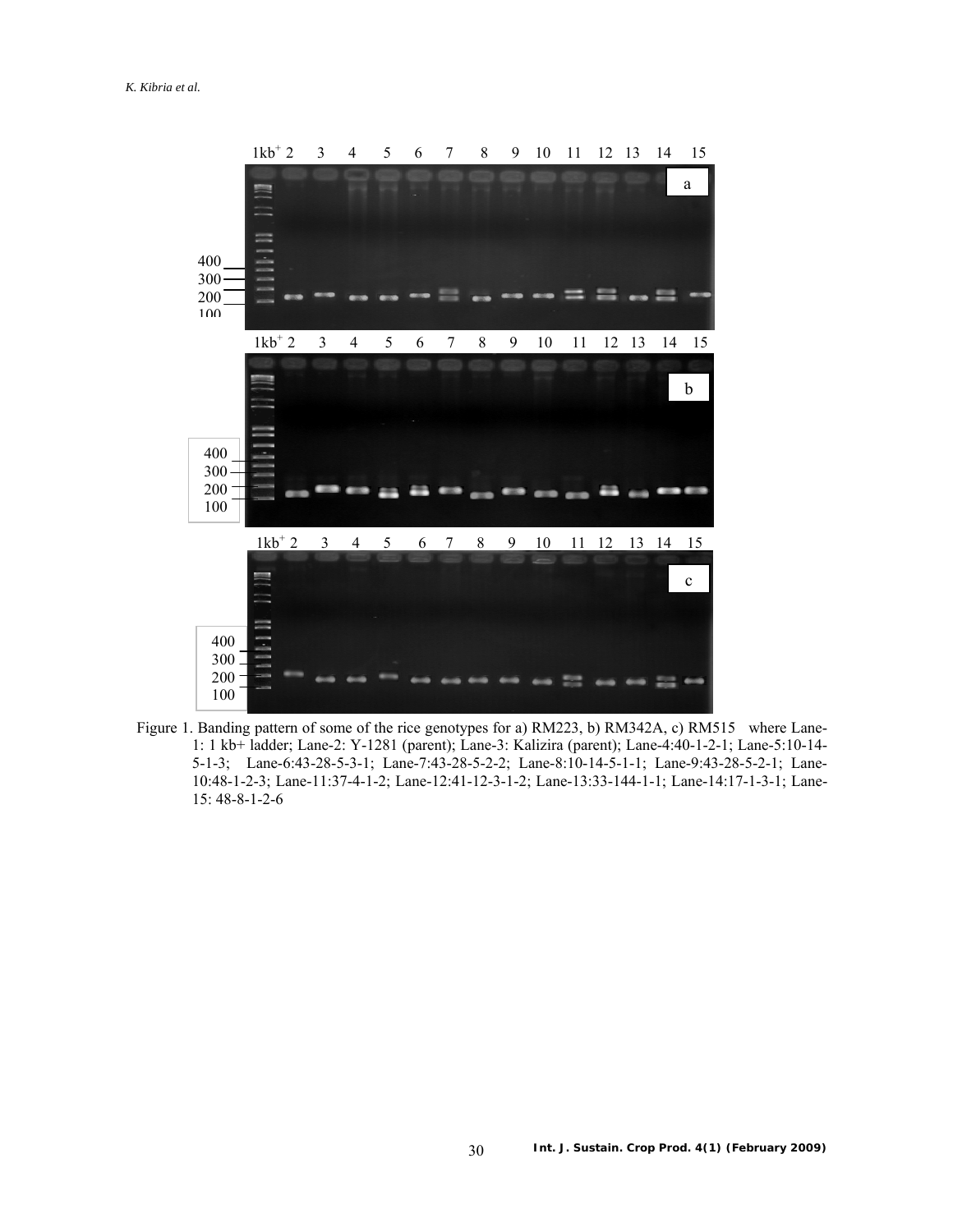Figure 1. Banding pattern of some of the rice genotypes for a) RM223, b) RM342A, c) RM515 where Lane-1: 1 kb+ ladder; Lane-2: Y-1281 (parent); Lane-3: Kalizira (parent); Lane-4:40-1-2-1; Lane-5:10-14-5-1-3; Lane-6:43-28-5-3-1; Lane-7:43-28-5-2-2; Lane-8:10-14-5-1-1; Lane-9:43-28-5-2-1; Lane-10:48-1-2-3; Lane-11:37-4-1-2; Lane-12:41-12-3-1-2; Lane-13:33-144-1-1; Lane-14:17-1-3-1; Lane-15: 48-8-1-2-6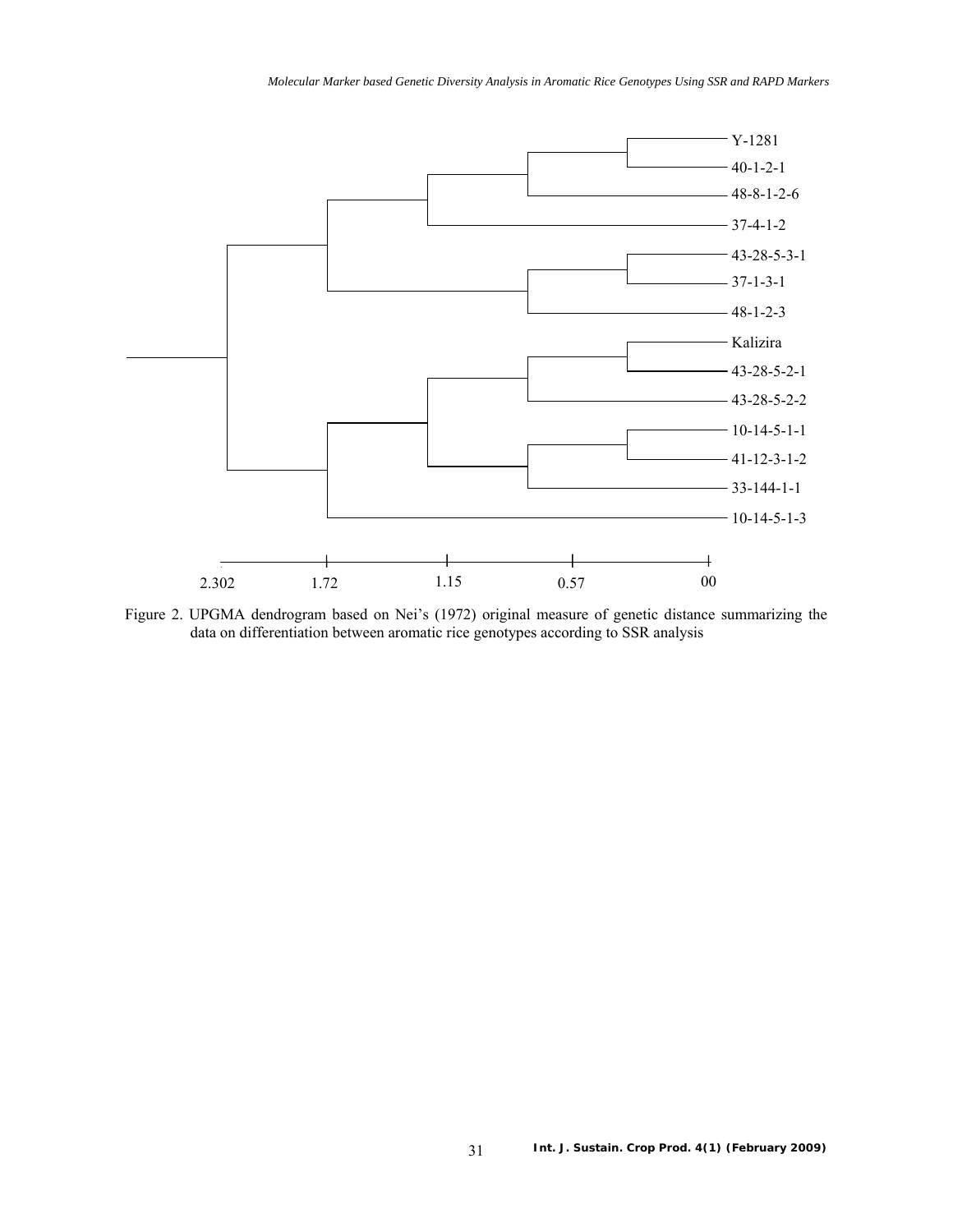Figure 2. UPGMA dendrogram based on Nei's (1972) original measure of genetic distance summarizing the data on differentiation between aromatic rice genotypes according to SSR analysis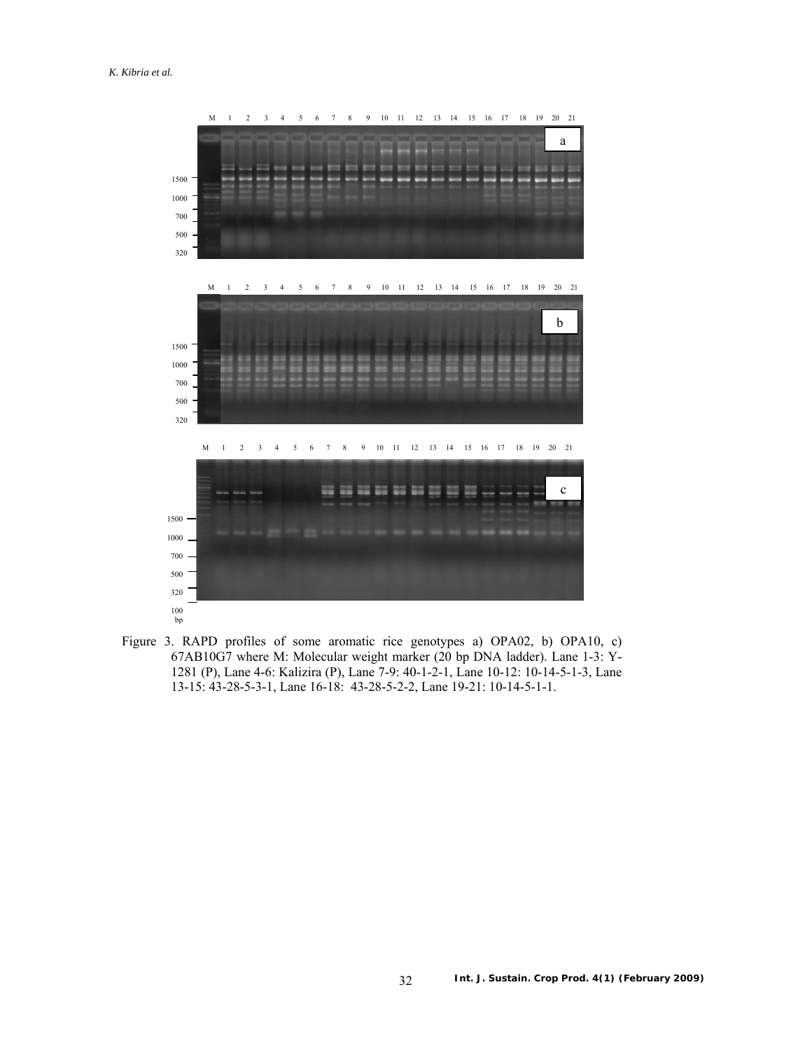Figure 3. RAPD profiles of some aromatic rice genotypes a) OPA02, b) OPA10, c) 67AB10G7 where M: Molecular weight marker (20 bp DNA ladder). Lane 1-3: Y-1281 (P), Lane 4-6: Kalizira (P), Lane 7-9: 40-1-2-1, Lane 10-12: 10-14-5-1-3, Lane 13-15: 43-28-5-3-1, Lane 16-18: 43-28-5-2-2, Lane 19-21: 10-14-5-1-1.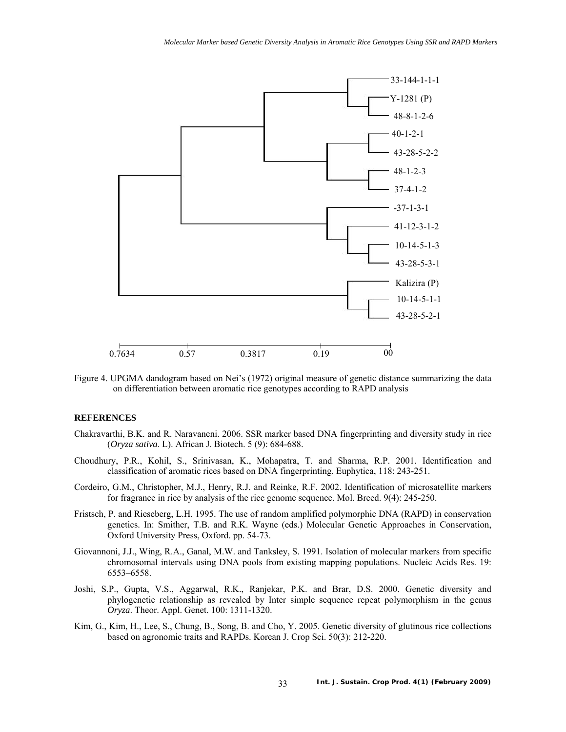33-144-1-1-1

Y-1281 (P)

48-8-1-2-6

40-1-2-1

43-28-5-2-2

48-1-2-3

37-4-1-2

-37-1-3-1

41-12-3-1-2

10-14-5-1-3

43-28-5-3-1

Kalizira (P)

10-14-5-1-1

43-28-5-2-1

0.7634 0.57 0.3817 0.19 00

Figure 4. UPGMA dandogram based on Nei's (1972) original measure of genetic distance summarizing the data on differentiation between aromatic rice genotypes according to RAPD analysis

## REFERENCES

Chakravarthi, B.K. and R. Naravaneni. 2006. SSR marker based DNA fingerprinting and diversity study in rice (*Oryza sativa*. L). African J. Biotech. 5 (9): 684-688.

Choudhury, P.R., Kohil, S., Srinivasan, K., Mohapatra, T. and Sharma, R.P. 2001. Identification and classification of aromatic rices based on DNA fingerprinting. Euphytica, 118: 243-251.

Cordeiro, G.M., Christopher, M.J., Henry, R.J. and Reinke, R.F. 2002. Identification of microsatellite markers for fragrance in rice by analysis of the rice genome sequence. Mol. Breed. 9(4): 245-250.

Fristsch, P. and Rieseberg, L.H. 1995. The use of random amplified polymorphic DNA (RAPD) in conservation genetics. In: Smither, T.B. and R.K. Wayne (eds.) Molecular Genetic Approaches in Conservation, Oxford University Press, Oxford. pp. 54-73.

Giovannoni, J.J., Wing, R.A., Ganal, M.W. and Tanksley, S. 1991. Isolation of molecular markers from specific chromosomal intervals using DNA pools from existing mapping populations. Nucleic Acids Res. 19: 6553–6558.

Joshi, S.P., Gupta, V.S., Aggarwal, R.K., Ranjekar, P.K. and Brar, D.S. 2000. Genetic diversity and phylogenetic relationship as revealed by Inter simple sequence repeat polymorphism in the genus *Oryza*. Theor. Appl. Genet. 100: 1311-1320.

Kim, G., Kim, H., Lee, S., Chung, B., Song, B. and Cho, Y. 2005. Genetic diversity of glutinous rice collections based on agronomic traits and RAPDs. Korean J. Crop Sci. 50(3): 212-220.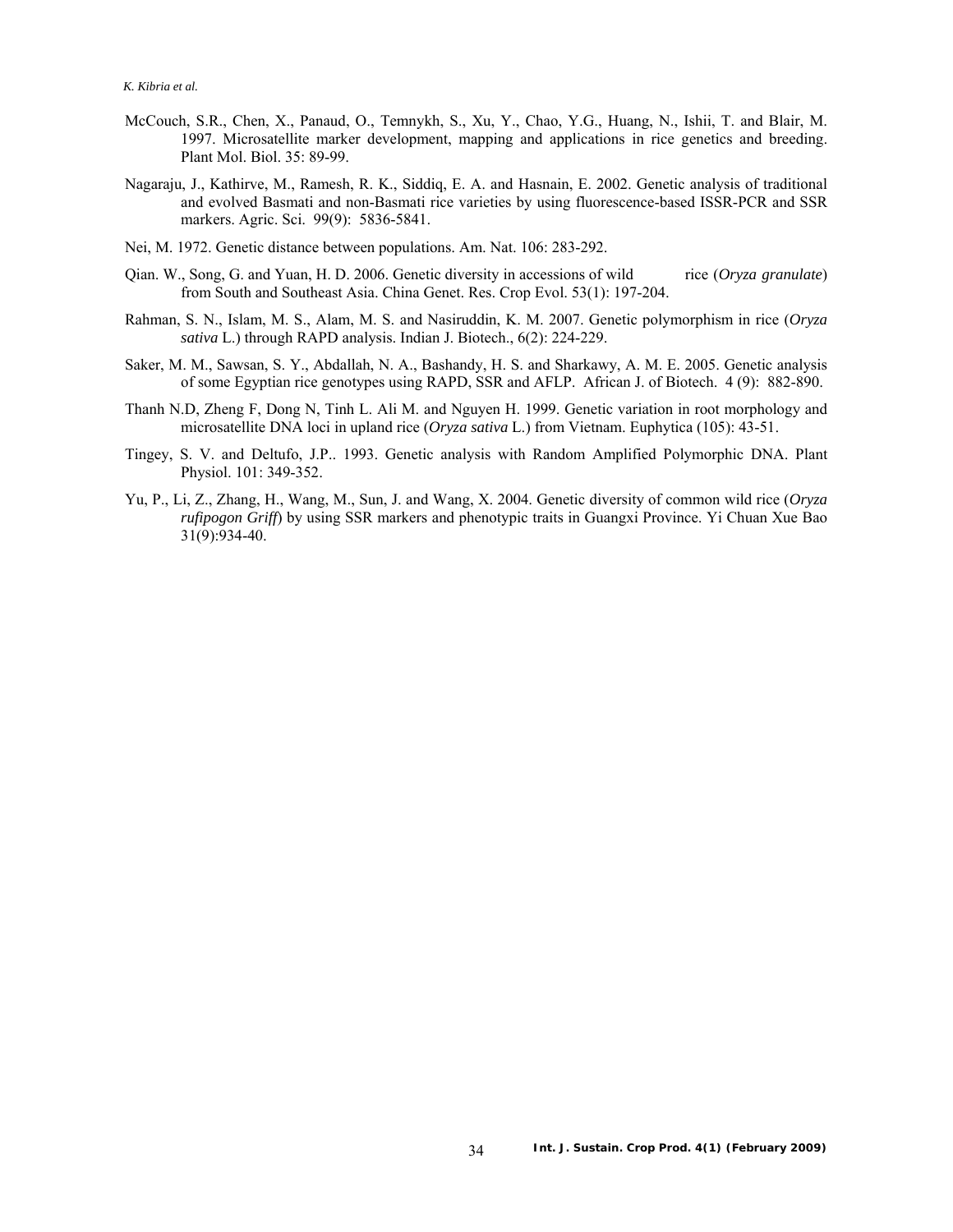McCouch, S.R., Chen, X., Panaud, O., Temnykh, S., Xu, Y., Chao, Y.G., Huang, N., Ishii, T. and Blair, M. 1997. Microsatellite marker development, mapping and applications in rice genetics and breeding. Plant Mol. Biol. 35: 89-99.

Nagaraju, J., Kathirve, M., Ramesh, R. K., Siddiq, E. A. and Hasnain, E. 2002. Genetic analysis of traditional and evolved Basmati and non-Basmati rice varieties by using fluorescence-based ISSR-PCR and SSR markers. Agric. Sci. 99(9): 5836-5841.

Nei, M. 1972. Genetic distance between populations. Am. Nat. 106: 283-292.

Qian. W., Song, G. and Yuan, H. D. 2006. Genetic diversity in accessions of wild rice (*Oryza granulate*) from South and Southeast Asia. China Genet. Res. Crop Evol. 53(1): 197-204.

Rahman, S. N., Islam, M. S., Alam, M. S. and Nasiruddin, K. M. 2007. Genetic polymorphism in rice (*Oryza sativa* L.) through RAPD analysis. Indian J. Biotech., 6(2): 224-229.

Saker, M. M., Sawsan, S. Y., Abdallah, N. A., Bashandy, H. S. and Sharkawy, A. M. E. 2005. Genetic analysis of some Egyptian rice genotypes using RAPD, SSR and AFLP. African J. of Biotech. 4 (9): 882-890.

Thanh N.D, Zheng F, Dong N, Tinh L. Ali M. and Nguyen H. 1999. Genetic variation in root morphology and microsatellite DNA loci in upland rice (*Oryza sativa* L.) from Vietnam. Euphytica (105): 43-51.

Tingey, S. V. and Deltufo, J.P.. 1993. Genetic analysis with Random Amplified Polymorphic DNA. Plant Physiol. 101: 349-352.

Yu, P., Li, Z., Zhang, H., Wang, M., Sun, J. and Wang, X. 2004. Genetic diversity of common wild rice (*Oryza rufipogon Griff*) by using SSR markers and phenotypic traits in Guangxi Province. Yi Chuan Xue Bao 31(9):934-40.